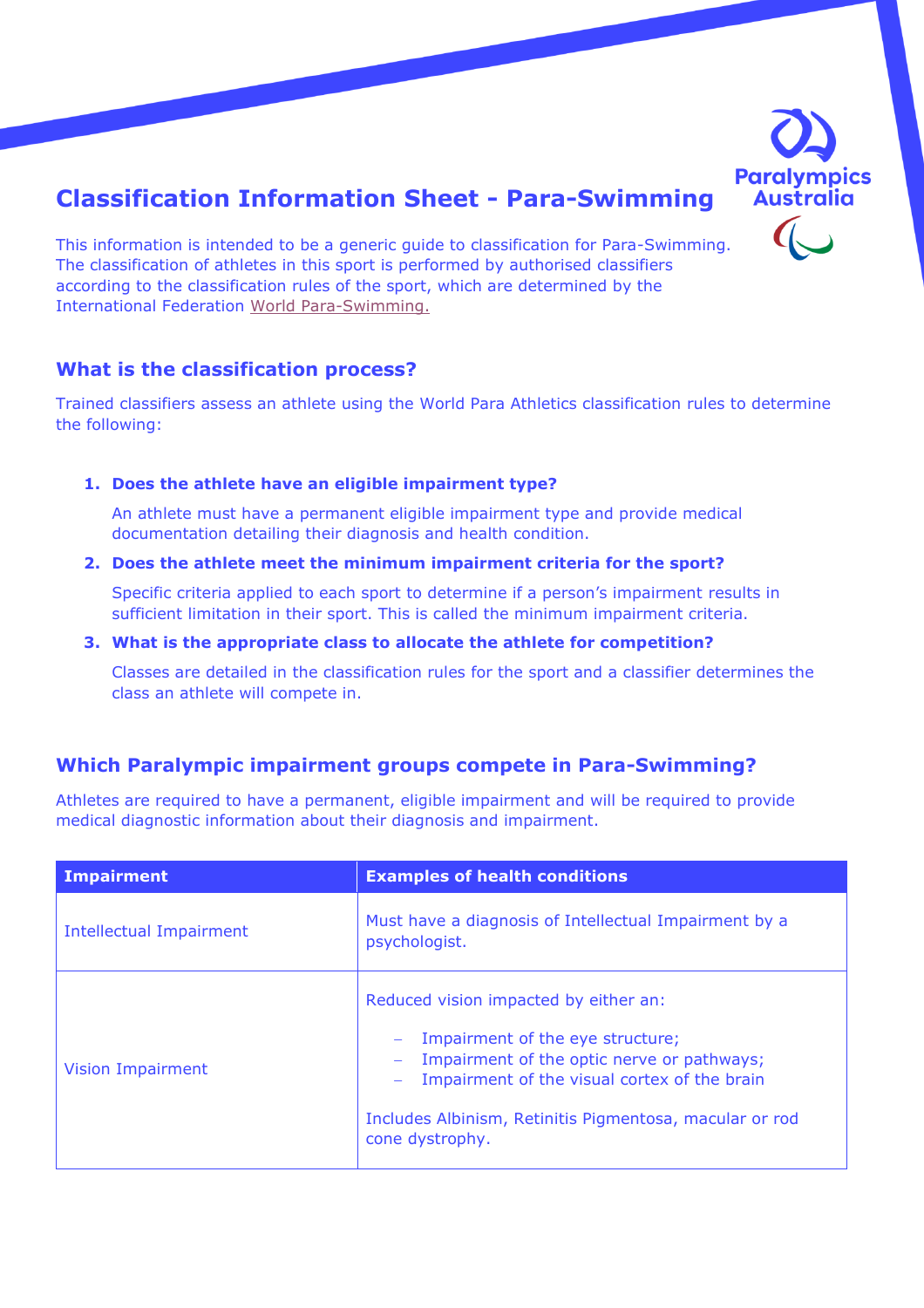# Classification Information Sheet - Para-Swimming

This information is intended to be a generic guide to classification for Para-Swimming. The classification of athletes in this sport is performed by authorised classifiers according to the classification rules of the sport, which are determined by the International Federation [World Para-Swimming.](#)

## What is the classification process?

Trained classifiers assess an athlete using the World Para Athletics classification rules to determine the following:

1. **Does the athlete have an eligible impairment type?**

   An athlete must have a permanent eligible impairment type and provide medical documentation detailing their diagnosis and health condition.

2. **Does the athlete meet the minimum impairment criteria for the sport?**

   Specific criteria applied to each sport to determine if a person's impairment results in sufficient limitation in their sport. This is called the minimum impairment criteria.

3. **What is the appropriate class to allocate the athlete for competition?**

   Classes are detailed in the classification rules for the sport and a classifier determines the class an athlete will compete in.

## Which Paralympic impairment groups compete in Para-Swimming?

Athletes are required to have a permanent, eligible impairment and will be required to provide medical diagnostic information about their diagnosis and impairment.

| Impairment | Examples of health conditions |
|---|---|
| Intellectual Impairment | Must have a diagnosis of Intellectual Impairment by a psychologist. |
| Vision Impairment | Reduced vision impacted by either an:<br>– Impairment of the eye structure;<br>– Impairment of the optic nerve or pathways;<br>– Impairment of the visual cortex of the brain<br><br>Includes Albinism, Retinitis Pigmentosa, macular or rod cone dystrophy. |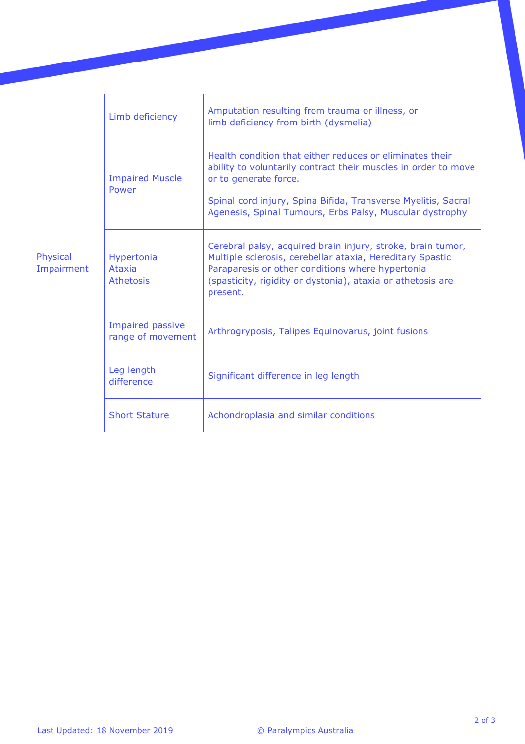| | | |
|---|---|---|
| Physical Impairment | Limb deficiency | Amputation resulting from trauma or illness, or limb deficiency from birth (dysmelia) |
| | Impaired Muscle Power | Health condition that either reduces or eliminates their ability to voluntarily contract their muscles in order to move or to generate force.<br><br>Spinal cord injury, Spina Bifida, Transverse Myelitis, Sacral Agenesis, Spinal Tumours, Erbs Palsy, Muscular dystrophy |
| | Hypertonia<br>Ataxia<br>Athetosis | Cerebral palsy, acquired brain injury, stroke, brain tumor, Multiple sclerosis, cerebellar ataxia, Hereditary Spastic Paraparesis or other conditions where hypertonia (spasticity, rigidity or dystonia), ataxia or athetosis are present. |
| | Impaired passive range of movement | Arthrogryposis, Talipes Equinovarus, joint fusions |
| | Leg length difference | Significant difference in leg length |
| | Short Stature | Achondroplasia and similar conditions |

Last Updated: 18 November 2019

© Paralympics Australia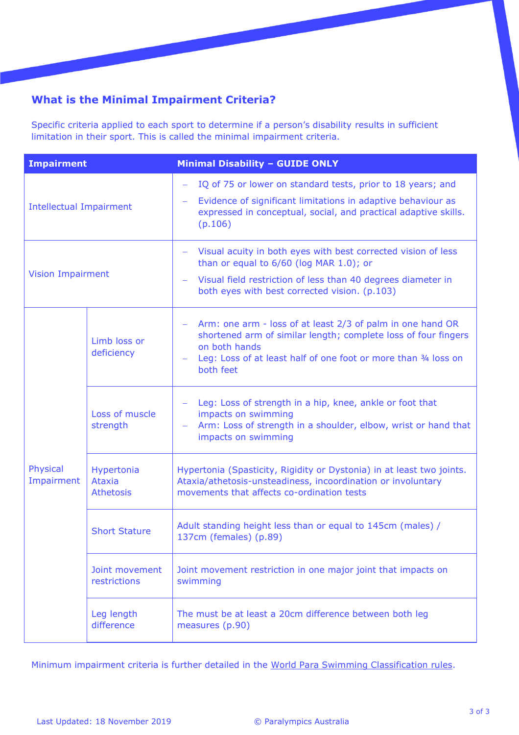## What is the Minimal Impairment Criteria?

Specific criteria applied to each sport to determine if a person's disability results in sufficient limitation in their sport. This is called the minimal impairment criteria.

| **Impairment** | | **Minimal Disability – GUIDE ONLY** |
|---|---|---|
| Intellectual Impairment | | – IQ of 75 or lower on standard tests, prior to 18 years; and<br>– Evidence of significant limitations in adaptive behaviour as expressed in conceptual, social, and practical adaptive skills. (p.106) |
| Vision Impairment | | – Visual acuity in both eyes with best corrected vision of less than or equal to 6/60 (log MAR 1.0); or<br>– Visual field restriction of less than 40 degrees diameter in both eyes with best corrected vision. (p.103) |
| Physical Impairment | Limb loss or deficiency | – Arm: one arm - loss of at least 2/3 of palm in one hand OR shortened arm of similar length; complete loss of four fingers on both hands<br>– Leg: Loss of at least half of one foot or more than ¾ loss on both feet |
| | Loss of muscle strength | – Leg: Loss of strength in a hip, knee, ankle or foot that impacts on swimming<br>– Arm: Loss of strength in a shoulder, elbow, wrist or hand that impacts on swimming |
| | Hypertonia<br>Ataxia<br>Athetosis | Hypertonia (Spasticity, Rigidity or Dystonia) in at least two joints. Ataxia/athetosis-unsteadiness, incoordination or involuntary movements that affects co-ordination tests |
| | Short Stature | Adult standing height less than or equal to 145cm (males) / 137cm (females) (p.89) |
| | Joint movement restrictions | Joint movement restriction in one major joint that impacts on swimming |
| | Leg length difference | The must be at least a 20cm difference between both leg measures (p.90) |

Minimum impairment criteria is further detailed in the World Para Swimming Classification rules.

Last Updated: 18 November 2019 © Paralympics Australia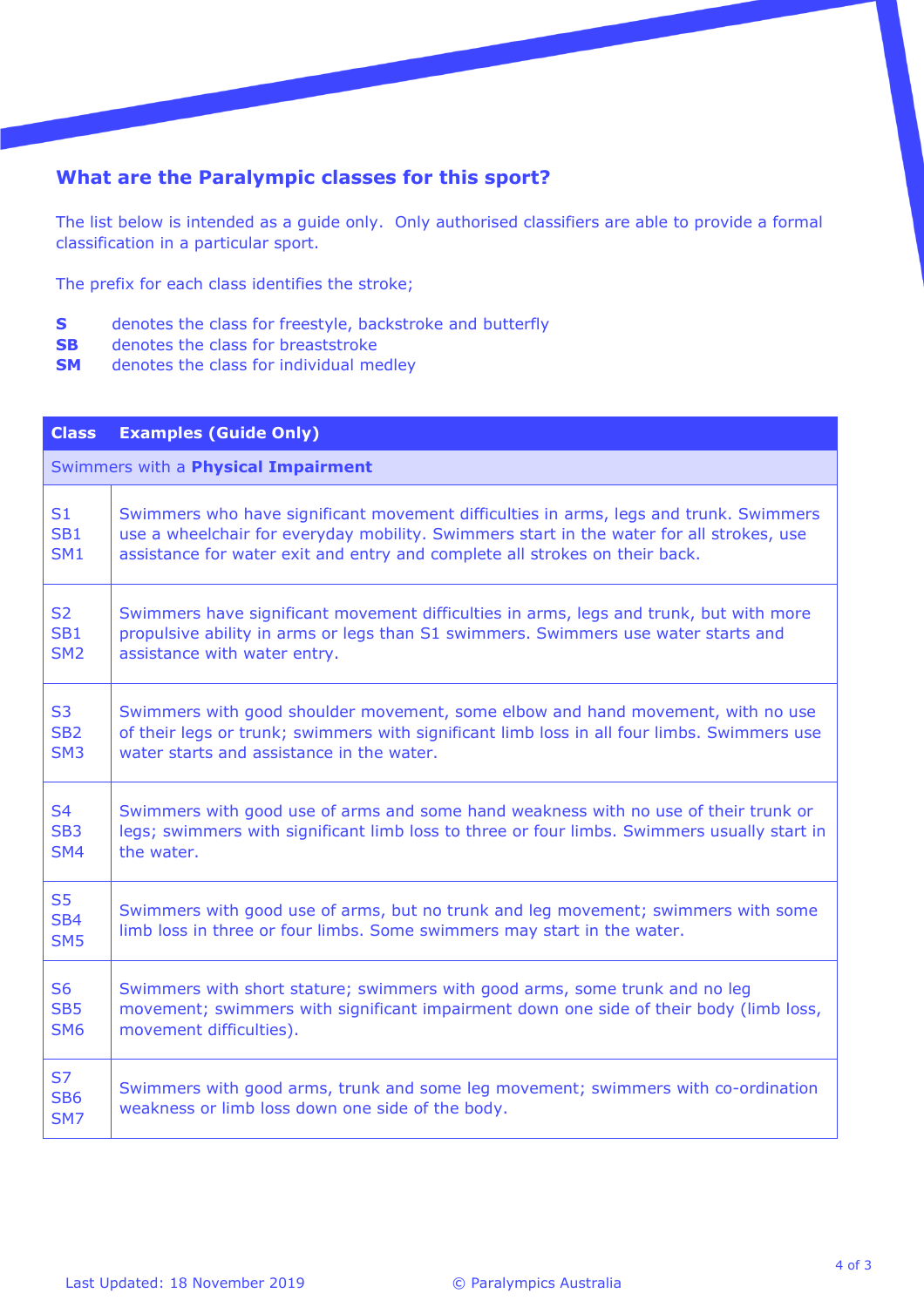## What are the Paralympic classes for this sport?

The list below is intended as a guide only. Only authorised classifiers are able to provide a formal classification in a particular sport.

The prefix for each class identifies the stroke;

**S** denotes the class for freestyle, backstroke and butterfly
**SB** denotes the class for breaststroke
**SM** denotes the class for individual medley

| Class | Examples (Guide Only) |
|---|---|
| Swimmers with a **Physical Impairment** | |
| S1 SB1 SM1 | Swimmers who have significant movement difficulties in arms, legs and trunk. Swimmers use a wheelchair for everyday mobility. Swimmers start in the water for all strokes, use assistance for water exit and entry and complete all strokes on their back. |
| S2 SB1 SM2 | Swimmers have significant movement difficulties in arms, legs and trunk, but with more propulsive ability in arms or legs than S1 swimmers. Swimmers use water starts and assistance with water entry. |
| S3 SB2 SM3 | Swimmers with good shoulder movement, some elbow and hand movement, with no use of their legs or trunk; swimmers with significant limb loss in all four limbs. Swimmers use water starts and assistance in the water. |
| S4 SB3 SM4 | Swimmers with good use of arms and some hand weakness with no use of their trunk or legs; swimmers with significant limb loss to three or four limbs. Swimmers usually start in the water. |
| S5 SB4 SM5 | Swimmers with good use of arms, but no trunk and leg movement; swimmers with some limb loss in three or four limbs. Some swimmers may start in the water. |
| S6 SB5 SM6 | Swimmers with short stature; swimmers with good arms, some trunk and no leg movement; swimmers with significant impairment down one side of their body (limb loss, movement difficulties). |
| S7 SB6 SM7 | Swimmers with good arms, trunk and some leg movement; swimmers with co-ordination weakness or limb loss down one side of the body. |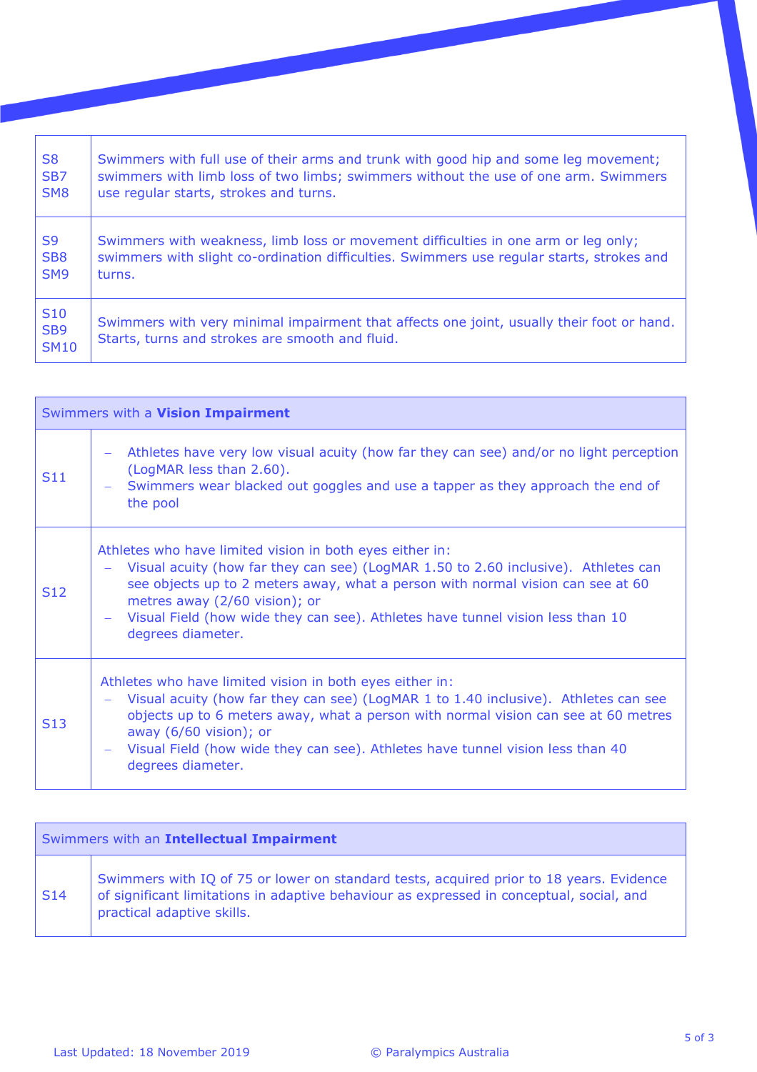| | |
|---|---|
| S8 SB7 SM8 | Swimmers with full use of their arms and trunk with good hip and some leg movement; swimmers with limb loss of two limbs; swimmers without the use of one arm. Swimmers use regular starts, strokes and turns. |
| S9 SB8 SM9 | Swimmers with weakness, limb loss or movement difficulties in one arm or leg only; swimmers with slight co-ordination difficulties. Swimmers use regular starts, strokes and turns. |
| S10 SB9 SM10 | Swimmers with very minimal impairment that affects one joint, usually their foot or hand. Starts, turns and strokes are smooth and fluid. |

| Swimmers with a **Vision Impairment** | |
|---|---|
| S11 | – Athletes have very low visual acuity (how far they can see) and/or no light perception (LogMAR less than 2.60).<br>– Swimmers wear blacked out goggles and use a tapper as they approach the end of the pool |
| S12 | Athletes who have limited vision in both eyes either in:<br>– Visual acuity (how far they can see) (LogMAR 1.50 to 2.60 inclusive). Athletes can see objects up to 2 meters away, what a person with normal vision can see at 60 metres away (2/60 vision); or<br>– Visual Field (how wide they can see). Athletes have tunnel vision less than 10 degrees diameter. |
| S13 | Athletes who have limited vision in both eyes either in:<br>– Visual acuity (how far they can see) (LogMAR 1 to 1.40 inclusive). Athletes can see objects up to 6 meters away, what a person with normal vision can see at 60 metres away (6/60 vision); or<br>– Visual Field (how wide they can see). Athletes have tunnel vision less than 40 degrees diameter. |

| Swimmers with an **Intellectual Impairment** | |
|---|---|
| S14 | Swimmers with IQ of 75 or lower on standard tests, acquired prior to 18 years. Evidence of significant limitations in adaptive behaviour as expressed in conceptual, social, and practical adaptive skills. |

Last Updated: 18 November 2019 © Paralympics Australia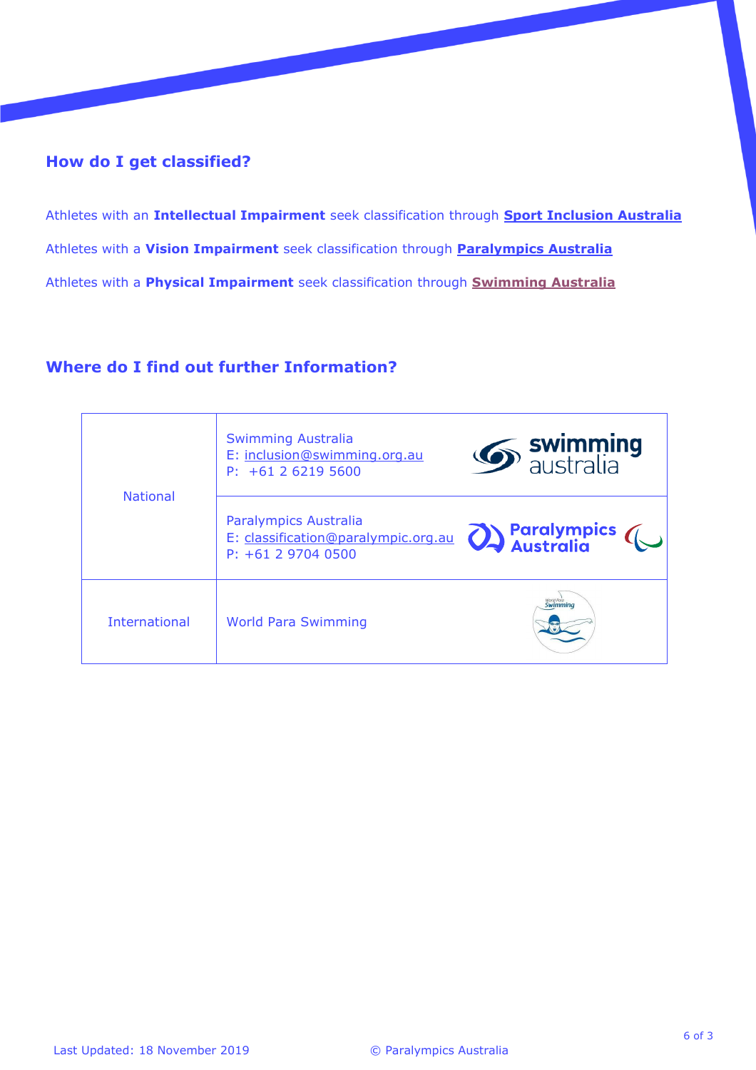## How do I get classified?

Athletes with an **Intellectual Impairment** seek classification through **Sport Inclusion Australia**

Athletes with a **Vision Impairment** seek classification through **Paralympics Australia**

Athletes with a **Physical Impairment** seek classification through **Swimming Australia**

## Where do I find out further Information?

| | |
|---|---|
| National | Swimming Australia<br>E: inclusion@swimming.org.au<br>P: +61 2 6219 5600 |
| | Paralympics Australia<br>E: classification@paralympic.org.au<br>P: +61 2 9704 0500 |
| International | World Para Swimming |

Last Updated: 18 November 2019 © Paralympics Australia